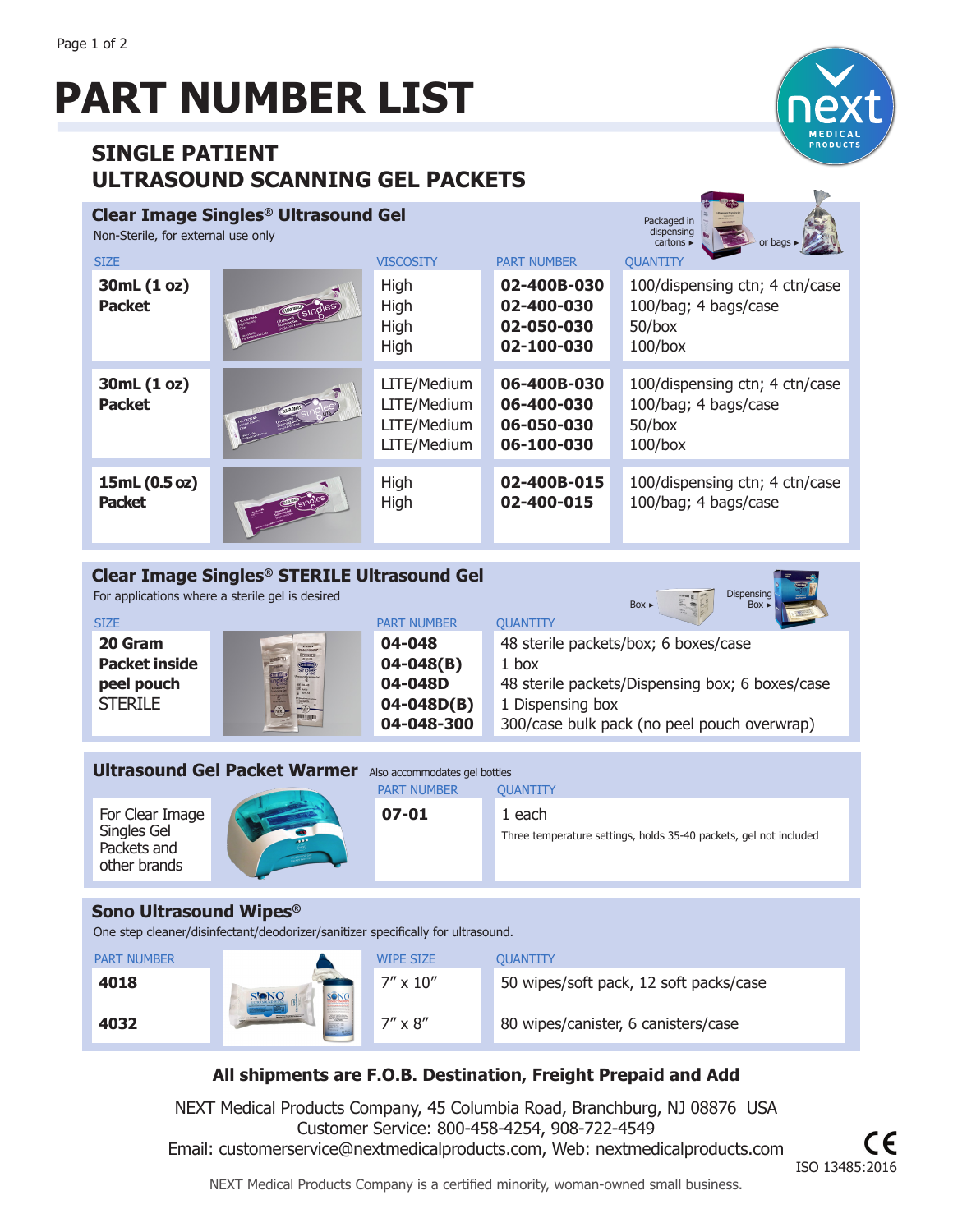# PART NUMBER LIST

## SINGLE PATIENT ULTRASOUND SCANNING GEL PACKETS

### Clear Image Singles® Ultrasound Gel

Non-Sterile, for external use only

Packaged in dispensing cartons ► or bags ►

| SIZE | VISCOSITY | PART NUMBER | QUANTITY |
|---|---|---|---|
| **30mL (1 oz) Packet** | High | **02-400B-030** | 100/dispensing ctn; 4 ctn/case |
| | High | **02-400-030** | 100/bag; 4 bags/case |
| | High | **02-050-030** | 50/box |
| | High | **02-100-030** | 100/box |
| **30mL (1 oz) Packet** | LITE/Medium | **06-400B-030** | 100/dispensing ctn; 4 ctn/case |
| | LITE/Medium | **06-400-030** | 100/bag; 4 bags/case |
| | LITE/Medium | **06-050-030** | 50/box |
| | LITE/Medium | **06-100-030** | 100/box |
| **15mL (0.5 oz) Packet** | High | **02-400B-015** | 100/dispensing ctn; 4 ctn/case |
| | High | **02-400-015** | 100/bag; 4 bags/case |

### Clear Image Singles® STERILE Ultrasound Gel

For applications where a sterile gel is desired

Box ► Dispensing Box ►

| SIZE | PART NUMBER | QUANTITY |
|---|---|---|
| **20 Gram Packet inside peel pouch** STERILE | **04-048** | 48 sterile packets/box; 6 boxes/case |
| | **04-048(B)** | 1 box |
| | **04-048D** | 48 sterile packets/Dispensing box; 6 boxes/case |
| | **04-048D(B)** | 1 Dispensing box |
| | **04-048-300** | 300/case bulk pack (no peel pouch overwrap) |

### Ultrasound Gel Packet Warmer

Also accommodates gel bottles

| | PART NUMBER | QUANTITY |
|---|---|---|
| For Clear Image Singles Gel Packets and other brands | **07-01** | 1 each<br>Three temperature settings, holds 35-40 packets, gel not included |

### Sono Ultrasound Wipes®

One step cleaner/disinfectant/deodorizer/sanitizer specifically for ultrasound.

| PART NUMBER | WIPE SIZE | QUANTITY |
|---|---|---|
| **4018** | 7″ x 10″ | 50 wipes/soft pack, 12 soft packs/case |
| **4032** | 7″ x 8″ | 80 wipes/canister, 6 canisters/case |

**All shipments are F.O.B. Destination, Freight Prepaid and Add**

NEXT Medical Products Company, 45 Columbia Road, Branchburg, NJ 08876 USA
Customer Service: 800-458-4254, 908-722-4549
Email: customerservice@nextmedicalproducts.com, Web: nextmedicalproducts.com

CE ISO 13485:2016

NEXT Medical Products Company is a certified minority, woman-owned small business.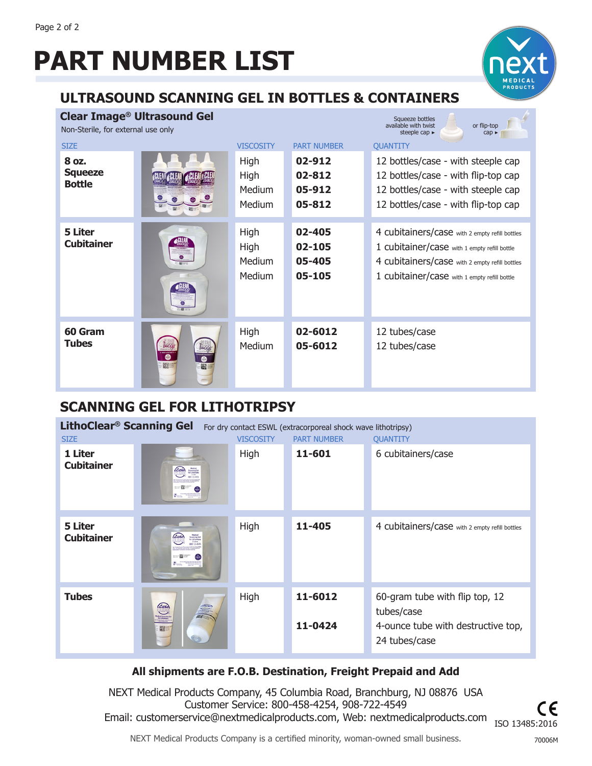# PART NUMBER LIST

## ULTRASOUND SCANNING GEL IN BOTTLES & CONTAINERS

### Clear Image® Ultrasound Gel

Non-Sterile, for external use only

Squeeze bottles available with twist steeple cap ▸ or flip-top cap ▸

| SIZE | VISCOSITY | PART NUMBER | QUANTITY |
|---|---|---|---|
| **8 oz. Squeeze Bottle** | High | **02-912** | 12 bottles/case - with steeple cap |
| | High | **02-812** | 12 bottles/case - with flip-top cap |
| | Medium | **05-912** | 12 bottles/case - with steeple cap |
| | Medium | **05-812** | 12 bottles/case - with flip-top cap |
| **5 Liter Cubitainer** | High | **02-405** | 4 cubitainers/case with 2 empty refill bottles |
| | High | **02-105** | 1 cubitainer/case with 1 empty refill bottle |
| | Medium | **05-405** | 4 cubitainers/case with 2 empty refill bottles |
| | Medium | **05-105** | 1 cubitainer/case with 1 empty refill bottle |
| **60 Gram Tubes** | High | **02-6012** | 12 tubes/case |
| | Medium | **05-6012** | 12 tubes/case |

## SCANNING GEL FOR LITHOTRIPSY

### LithoClear® Scanning Gel

For dry contact ESWL (extracorporeal shock wave lithotripsy)

| SIZE | VISCOSITY | PART NUMBER | QUANTITY |
|---|---|---|---|
| **1 Liter Cubitainer** | High | **11-601** | 6 cubitainers/case |
| **5 Liter Cubitainer** | High | **11-405** | 4 cubitainers/case with 2 empty refill bottles |
| **Tubes** | High | **11-6012** | 60-gram tube with flip top, 12 tubes/case |
| | | **11-0424** | 4-ounce tube with destructive top, 24 tubes/case |

**All shipments are F.O.B. Destination, Freight Prepaid and Add**

NEXT Medical Products Company, 45 Columbia Road, Branchburg, NJ 08876 USA
Customer Service: 800-458-4254, 908-722-4549
Email: customerservice@nextmedicalproducts.com, Web: nextmedicalproducts.com

CE ISO 13485:2016

NEXT Medical Products Company is a certified minority, woman-owned small business.

70006M